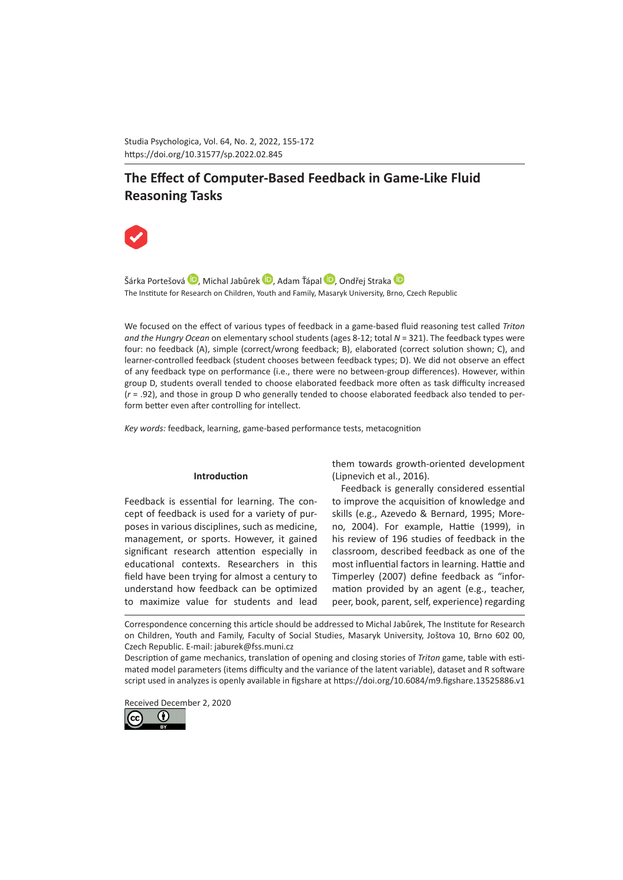Studia Psychologica, Vol. 64, No. 2, 2022, 155-172
https://doi.org/10.31577/sp.2022.02.845

# The Effect of Computer-Based Feedback in Game-Like Fluid Reasoning Tasks

Šárka Portešová, Michal Jabůrek, Adam Ťápal, Ondřej Straka

The Institute for Research on Children, Youth and Family, Masaryk University, Brno, Czech Republic

We focused on the effect of various types of feedback in a game-based fluid reasoning test called *Triton and the Hungry Ocean* on elementary school students (ages 8-12; total *N* = 321). The feedback types were four: no feedback (A), simple (correct/wrong feedback; B), elaborated (correct solution shown; C), and learner-controlled feedback (student chooses between feedback types; D). We did not observe an effect of any feedback type on performance (i.e., there were no between-group differences). However, within group D, students overall tended to choose elaborated feedback more often as task difficulty increased ($r$ = .92), and those in group D who generally tended to choose elaborated feedback also tended to perform better even after controlling for intellect.

*Key words:* feedback, learning, game-based performance tests, metacognition

## Introduction

Feedback is essential for learning. The concept of feedback is used for a variety of purposes in various disciplines, such as medicine, management, or sports. However, it gained significant research attention especially in educational contexts. Researchers in this field have been trying for almost a century to understand how feedback can be optimized to maximize value for students and lead them towards growth-oriented development (Lipnevich et al., 2016).

Feedback is generally considered essential to improve the acquisition of knowledge and skills (e.g., Azevedo & Bernard, 1995; Moreno, 2004). For example, Hattie (1999), in his review of 196 studies of feedback in the classroom, described feedback as one of the most influential factors in learning. Hattie and Timperley (2007) define feedback as "information provided by an agent (e.g., teacher, peer, book, parent, self, experience) regarding

Correspondence concerning this article should be addressed to Michal Jabůrek, The Institute for Research on Children, Youth and Family, Faculty of Social Studies, Masaryk University, Joštova 10, Brno 602 00, Czech Republic. E-mail: jaburek@fss.muni.cz

Description of game mechanics, translation of opening and closing stories of *Triton* game, table with estimated model parameters (items difficulty and the variance of the latent variable), dataset and R software script used in analyzes is openly available in figshare at https://doi.org/10.6084/m9.figshare.13525886.v1

Received December 2, 2020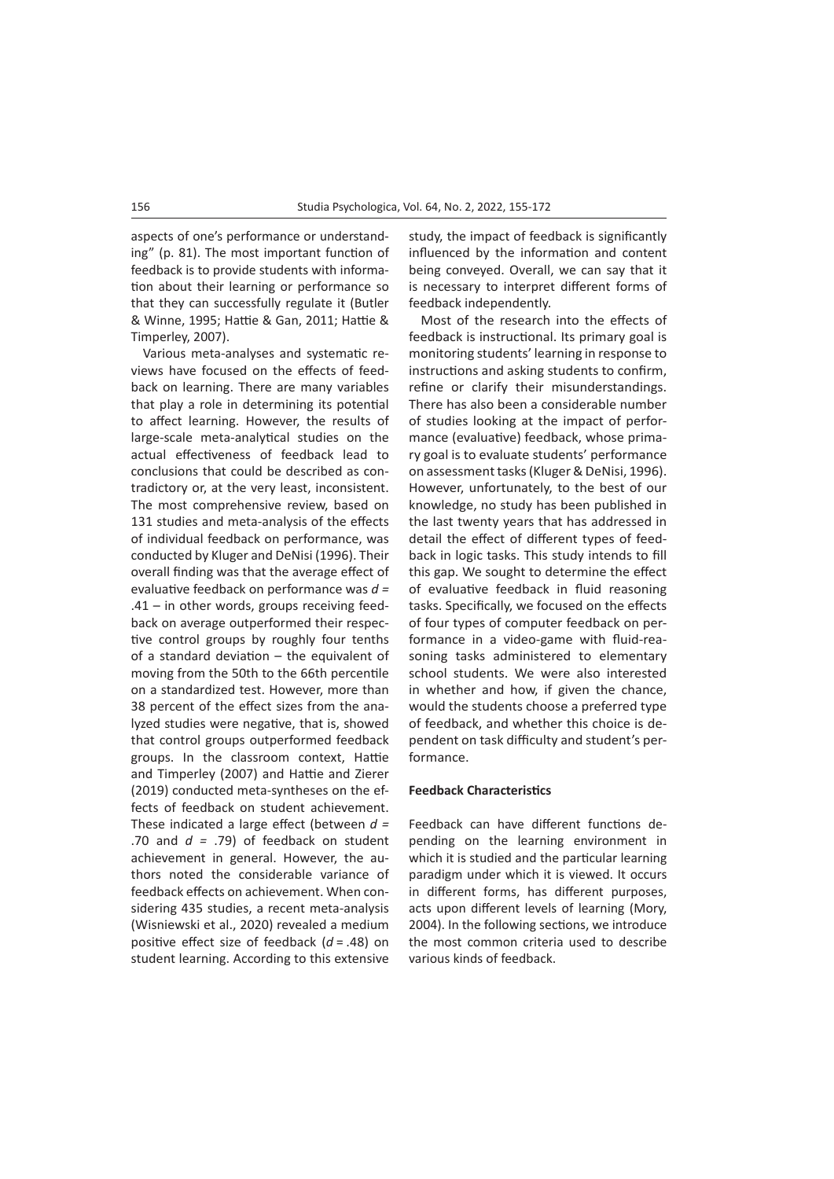aspects of one's performance or understanding" (p. 81). The most important function of feedback is to provide students with information about their learning or performance so that they can successfully regulate it (Butler & Winne, 1995; Hattie & Gan, 2011; Hattie & Timperley, 2007).

Various meta-analyses and systematic reviews have focused on the effects of feedback on learning. There are many variables that play a role in determining its potential to affect learning. However, the results of large-scale meta-analytical studies on the actual effectiveness of feedback lead to conclusions that could be described as contradictory or, at the very least, inconsistent. The most comprehensive review, based on 131 studies and meta-analysis of the effects of individual feedback on performance, was conducted by Kluger and DeNisi (1996). Their overall finding was that the average effect of evaluative feedback on performance was $d = .41$ – in other words, groups receiving feedback on average outperformed their respective control groups by roughly four tenths of a standard deviation – the equivalent of moving from the 50th to the 66th percentile on a standardized test. However, more than 38 percent of the effect sizes from the analyzed studies were negative, that is, showed that control groups outperformed feedback groups. In the classroom context, Hattie and Timperley (2007) and Hattie and Zierer (2019) conducted meta-syntheses on the effects of feedback on student achievement. These indicated a large effect (between $d = .70$ and $d = .79$) of feedback on student achievement in general. However, the authors noted the considerable variance of feedback effects on achievement. When considering 435 studies, a recent meta-analysis (Wisniewski et al., 2020) revealed a medium positive effect size of feedback ($d = .48$) on student learning. According to this extensive study, the impact of feedback is significantly influenced by the information and content being conveyed. Overall, we can say that it is necessary to interpret different forms of feedback independently.

Most of the research into the effects of feedback is instructional. Its primary goal is monitoring students' learning in response to instructions and asking students to confirm, refine or clarify their misunderstandings. There has also been a considerable number of studies looking at the impact of performance (evaluative) feedback, whose primary goal is to evaluate students' performance on assessment tasks (Kluger & DeNisi, 1996). However, unfortunately, to the best of our knowledge, no study has been published in the last twenty years that has addressed in detail the effect of different types of feedback in logic tasks. This study intends to fill this gap. We sought to determine the effect of evaluative feedback in fluid reasoning tasks. Specifically, we focused on the effects of four types of computer feedback on performance in a video-game with fluid-reasoning tasks administered to elementary school students. We were also interested in whether and how, if given the chance, would the students choose a preferred type of feedback, and whether this choice is dependent on task difficulty and student's performance.

### Feedback Characteristics

Feedback can have different functions depending on the learning environment in which it is studied and the particular learning paradigm under which it is viewed. It occurs in different forms, has different purposes, acts upon different levels of learning (Mory, 2004). In the following sections, we introduce the most common criteria used to describe various kinds of feedback.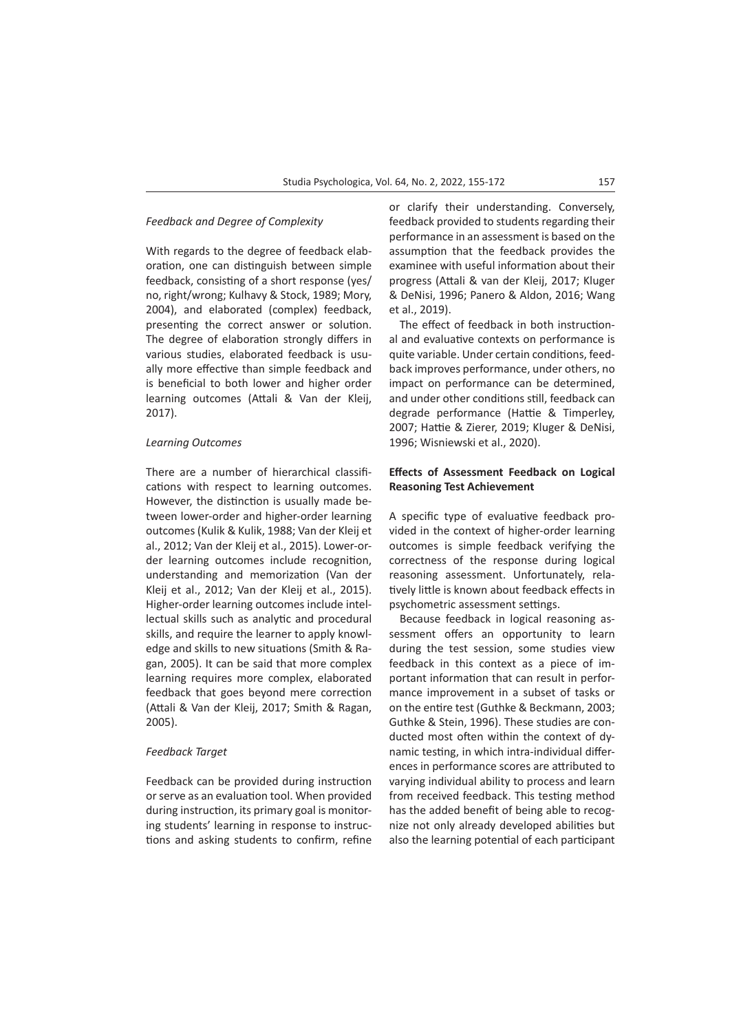*Feedback and Degree of Complexity*

With regards to the degree of feedback elaboration, one can distinguish between simple feedback, consisting of a short response (yes/no, right/wrong; Kulhavy & Stock, 1989; Mory, 2004), and elaborated (complex) feedback, presenting the correct answer or solution. The degree of elaboration strongly differs in various studies, elaborated feedback is usually more effective than simple feedback and is beneficial to both lower and higher order learning outcomes (Attali & Van der Kleij, 2017).

*Learning Outcomes*

There are a number of hierarchical classifications with respect to learning outcomes. However, the distinction is usually made between lower-order and higher-order learning outcomes (Kulik & Kulik, 1988; Van der Kleij et al., 2012; Van der Kleij et al., 2015). Lower-order learning outcomes include recognition, understanding and memorization (Van der Kleij et al., 2012; Van der Kleij et al., 2015). Higher-order learning outcomes include intellectual skills such as analytic and procedural skills, and require the learner to apply knowledge and skills to new situations (Smith & Ragan, 2005). It can be said that more complex learning requires more complex, elaborated feedback that goes beyond mere correction (Attali & Van der Kleij, 2017; Smith & Ragan, 2005).

*Feedback Target*

Feedback can be provided during instruction or serve as an evaluation tool. When provided during instruction, its primary goal is monitoring students' learning in response to instructions and asking students to confirm, refine or clarify their understanding. Conversely, feedback provided to students regarding their performance in an assessment is based on the assumption that the feedback provides the examinee with useful information about their progress (Attali & van der Kleij, 2017; Kluger & DeNisi, 1996; Panero & Aldon, 2016; Wang et al., 2019).

The effect of feedback in both instructional and evaluative contexts on performance is quite variable. Under certain conditions, feedback improves performance, under others, no impact on performance can be determined, and under other conditions still, feedback can degrade performance (Hattie & Timperley, 2007; Hattie & Zierer, 2019; Kluger & DeNisi, 1996; Wisniewski et al., 2020).

**Effects of Assessment Feedback on Logical Reasoning Test Achievement**

A specific type of evaluative feedback provided in the context of higher-order learning outcomes is simple feedback verifying the correctness of the response during logical reasoning assessment. Unfortunately, relatively little is known about feedback effects in psychometric assessment settings.

Because feedback in logical reasoning assessment offers an opportunity to learn during the test session, some studies view feedback in this context as a piece of important information that can result in performance improvement in a subset of tasks or on the entire test (Guthke & Beckmann, 2003; Guthke & Stein, 1996). These studies are conducted most often within the context of dynamic testing, in which intra-individual differences in performance scores are attributed to varying individual ability to process and learn from received feedback. This testing method has the added benefit of being able to recognize not only already developed abilities but also the learning potential of each participant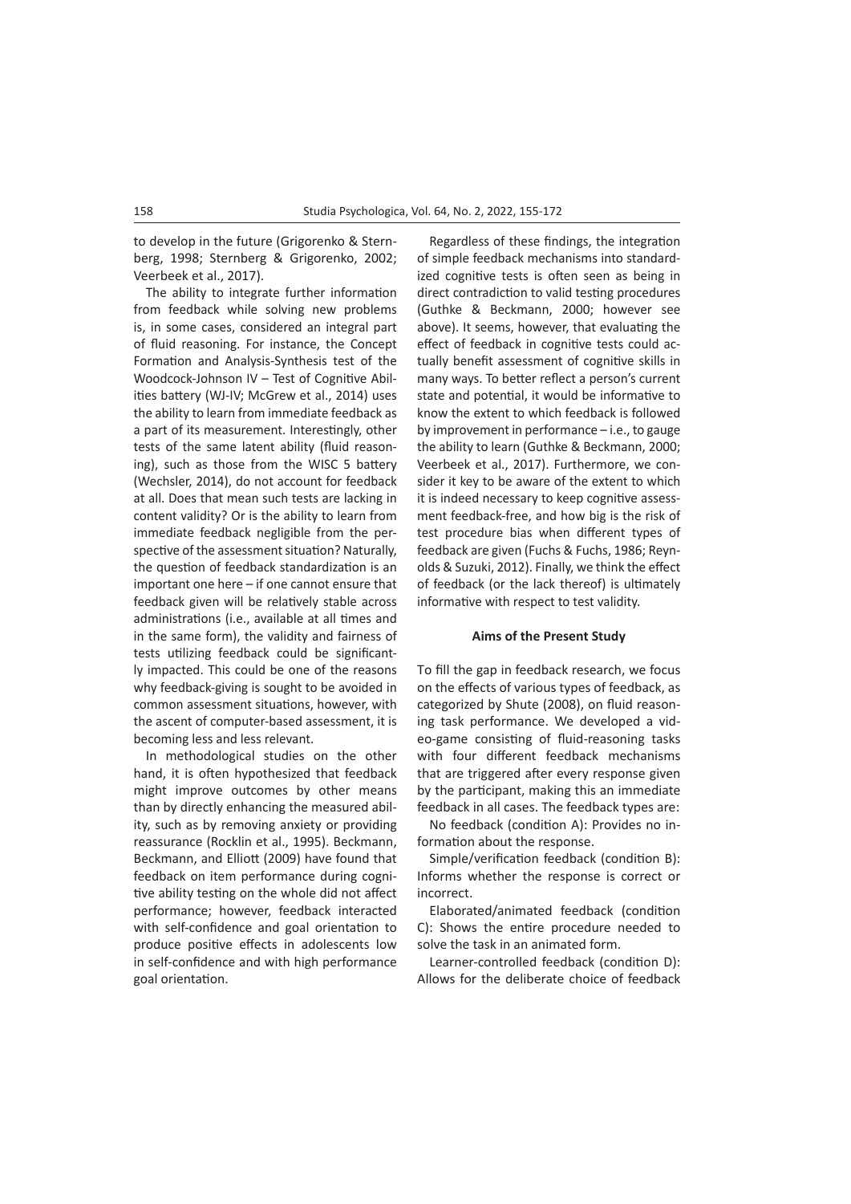to develop in the future (Grigorenko & Sternberg, 1998; Sternberg & Grigorenko, 2002; Veerbeek et al., 2017).

The ability to integrate further information from feedback while solving new problems is, in some cases, considered an integral part of fluid reasoning. For instance, the Concept Formation and Analysis-Synthesis test of the Woodcock-Johnson IV – Test of Cognitive Abilities battery (WJ-IV; McGrew et al., 2014) uses the ability to learn from immediate feedback as a part of its measurement. Interestingly, other tests of the same latent ability (fluid reasoning), such as those from the WISC 5 battery (Wechsler, 2014), do not account for feedback at all. Does that mean such tests are lacking in content validity? Or is the ability to learn from immediate feedback negligible from the perspective of the assessment situation? Naturally, the question of feedback standardization is an important one here – if one cannot ensure that feedback given will be relatively stable across administrations (i.e., available at all times and in the same form), the validity and fairness of tests utilizing feedback could be significantly impacted. This could be one of the reasons why feedback-giving is sought to be avoided in common assessment situations, however, with the ascent of computer-based assessment, it is becoming less and less relevant.

In methodological studies on the other hand, it is often hypothesized that feedback might improve outcomes by other means than by directly enhancing the measured ability, such as by removing anxiety or providing reassurance (Rocklin et al., 1995). Beckmann, Beckmann, and Elliott (2009) have found that feedback on item performance during cognitive ability testing on the whole did not affect performance; however, feedback interacted with self-confidence and goal orientation to produce positive effects in adolescents low in self-confidence and with high performance goal orientation.

Regardless of these findings, the integration of simple feedback mechanisms into standardized cognitive tests is often seen as being in direct contradiction to valid testing procedures (Guthke & Beckmann, 2000; however see above). It seems, however, that evaluating the effect of feedback in cognitive tests could actually benefit assessment of cognitive skills in many ways. To better reflect a person's current state and potential, it would be informative to know the extent to which feedback is followed by improvement in performance – i.e., to gauge the ability to learn (Guthke & Beckmann, 2000; Veerbeek et al., 2017). Furthermore, we consider it key to be aware of the extent to which it is indeed necessary to keep cognitive assessment feedback-free, and how big is the risk of test procedure bias when different types of feedback are given (Fuchs & Fuchs, 1986; Reynolds & Suzuki, 2012). Finally, we think the effect of feedback (or the lack thereof) is ultimately informative with respect to test validity.

## Aims of the Present Study

To fill the gap in feedback research, we focus on the effects of various types of feedback, as categorized by Shute (2008), on fluid reasoning task performance. We developed a video-game consisting of fluid-reasoning tasks with four different feedback mechanisms that are triggered after every response given by the participant, making this an immediate feedback in all cases. The feedback types are:

No feedback (condition A): Provides no information about the response.

Simple/verification feedback (condition B): Informs whether the response is correct or incorrect.

Elaborated/animated feedback (condition C): Shows the entire procedure needed to solve the task in an animated form.

Learner-controlled feedback (condition D): Allows for the deliberate choice of feedback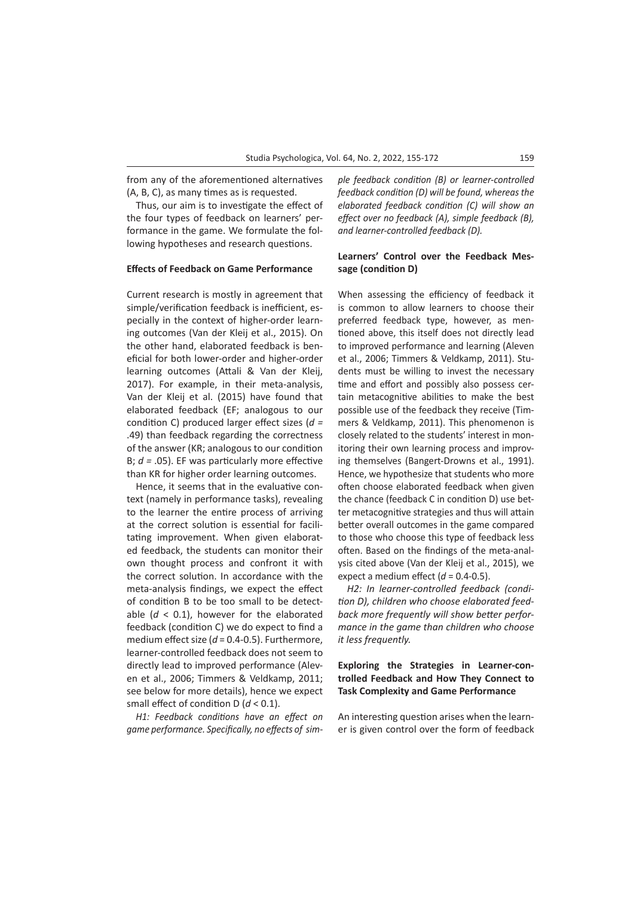from any of the aforementioned alternatives (A, B, C), as many times as is requested.

Thus, our aim is to investigate the effect of the four types of feedback on learners' performance in the game. We formulate the following hypotheses and research questions.

### Effects of Feedback on Game Performance

Current research is mostly in agreement that simple/verification feedback is inefficient, especially in the context of higher-order learning outcomes (Van der Kleij et al., 2015). On the other hand, elaborated feedback is beneficial for both lower-order and higher-order learning outcomes (Attali & Van der Kleij, 2017). For example, in their meta-analysis, Van der Kleij et al. (2015) have found that elaborated feedback (EF; analogous to our condition C) produced larger effect sizes ($d$ = .49) than feedback regarding the correctness of the answer (KR; analogous to our condition B; $d$ = .05). EF was particularly more effective than KR for higher order learning outcomes.

Hence, it seems that in the evaluative context (namely in performance tasks), revealing to the learner the entire process of arriving at the correct solution is essential for facilitating improvement. When given elaborated feedback, the students can monitor their own thought process and confront it with the correct solution. In accordance with the meta-analysis findings, we expect the effect of condition B to be too small to be detectable ($d < 0.1$), however for the elaborated feedback (condition C) we do expect to find a medium effect size ($d$ = 0.4-0.5). Furthermore, learner-controlled feedback does not seem to directly lead to improved performance (Aleven et al., 2006; Timmers & Veldkamp, 2011; see below for more details), hence we expect small effect of condition D ($d < 0.1$).

*H1: Feedback conditions have an effect on game performance. Specifically, no effects of simple feedback condition (B) or learner-controlled feedback condition (D) will be found, whereas the elaborated feedback condition (C) will show an effect over no feedback (A), simple feedback (B), and learner-controlled feedback (D).*

### Learners' Control over the Feedback Message (condition D)

When assessing the efficiency of feedback it is common to allow learners to choose their preferred feedback type, however, as mentioned above, this itself does not directly lead to improved performance and learning (Aleven et al., 2006; Timmers & Veldkamp, 2011). Students must be willing to invest the necessary time and effort and possibly also possess certain metacognitive abilities to make the best possible use of the feedback they receive (Timmers & Veldkamp, 2011). This phenomenon is closely related to the students' interest in monitoring their own learning process and improving themselves (Bangert-Drowns et al., 1991). Hence, we hypothesize that students who more often choose elaborated feedback when given the chance (feedback C in condition D) use better metacognitive strategies and thus will attain better overall outcomes in the game compared to those who choose this type of feedback less often. Based on the findings of the meta-analysis cited above (Van der Kleij et al., 2015), we expect a medium effect ($d$ = 0.4-0.5).

*H2: In learner-controlled feedback (condition D), children who choose elaborated feedback more frequently will show better performance in the game than children who choose it less frequently.*

### Exploring the Strategies in Learner-controlled Feedback and How They Connect to Task Complexity and Game Performance

An interesting question arises when the learner is given control over the form of feedback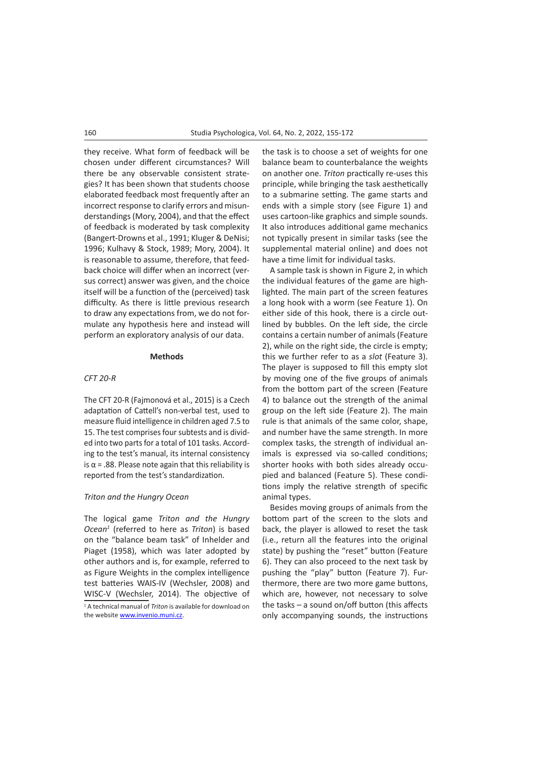they receive. What form of feedback will be chosen under different circumstances? Will there be any observable consistent strategies? It has been shown that students choose elaborated feedback most frequently after an incorrect response to clarify errors and misunderstandings (Mory, 2004), and that the effect of feedback is moderated by task complexity (Bangert-Drowns et al., 1991; Kluger & DeNisi; 1996; Kulhavy & Stock, 1989; Mory, 2004). It is reasonable to assume, therefore, that feedback choice will differ when an incorrect (versus correct) answer was given, and the choice itself will be a function of the (perceived) task difficulty. As there is little previous research to draw any expectations from, we do not formulate any hypothesis here and instead will perform an exploratory analysis of our data.

## Methods

### *CFT 20-R*

The CFT 20-R (Fajmonová et al., 2015) is a Czech adaptation of Cattell's non-verbal test, used to measure fluid intelligence in children aged 7.5 to 15. The test comprises four subtests and is divided into two parts for a total of 101 tasks. According to the test's manual, its internal consistency is $\alpha = .88$. Please note again that this reliability is reported from the test's standardization.

### *Triton and the Hungry Ocean*

The logical game *Triton and the Hungry Ocean*[1] (referred to here as *Triton*) is based on the "balance beam task" of Inhelder and Piaget (1958), which was later adopted by other authors and is, for example, referred to as Figure Weights in the complex intelligence test batteries WAIS-IV (Wechsler, 2008) and WISC-V (Wechsler, 2014). The objective of the task is to choose a set of weights for one balance beam to counterbalance the weights on another one. *Triton* practically re-uses this principle, while bringing the task aesthetically to a submarine setting. The game starts and ends with a simple story (see Figure 1) and uses cartoon-like graphics and simple sounds. It also introduces additional game mechanics not typically present in similar tasks (see the supplemental material online) and does not have a time limit for individual tasks.

A sample task is shown in Figure 2, in which the individual features of the game are highlighted. The main part of the screen features a long hook with a worm (see Feature 1). On either side of this hook, there is a circle outlined by bubbles. On the left side, the circle contains a certain number of animals (Feature 2), while on the right side, the circle is empty; this we further refer to as a *slot* (Feature 3). The player is supposed to fill this empty slot by moving one of the five groups of animals from the bottom part of the screen (Feature 4) to balance out the strength of the animal group on the left side (Feature 2). The main rule is that animals of the same color, shape, and number have the same strength. In more complex tasks, the strength of individual animals is expressed via so-called conditions; shorter hooks with both sides already occupied and balanced (Feature 5). These conditions imply the relative strength of specific animal types.

Besides moving groups of animals from the bottom part of the screen to the slots and back, the player is allowed to reset the task (i.e., return all the features into the original state) by pushing the "reset" button (Feature 6). They can also proceed to the next task by pushing the "play" button (Feature 7). Furthermore, there are two more game buttons, which are, however, not necessary to solve the tasks – a sound on/off button (this affects only accompanying sounds, the instructions

[1] A technical manual of *Triton* is available for download on the website www.invenio.muni.cz.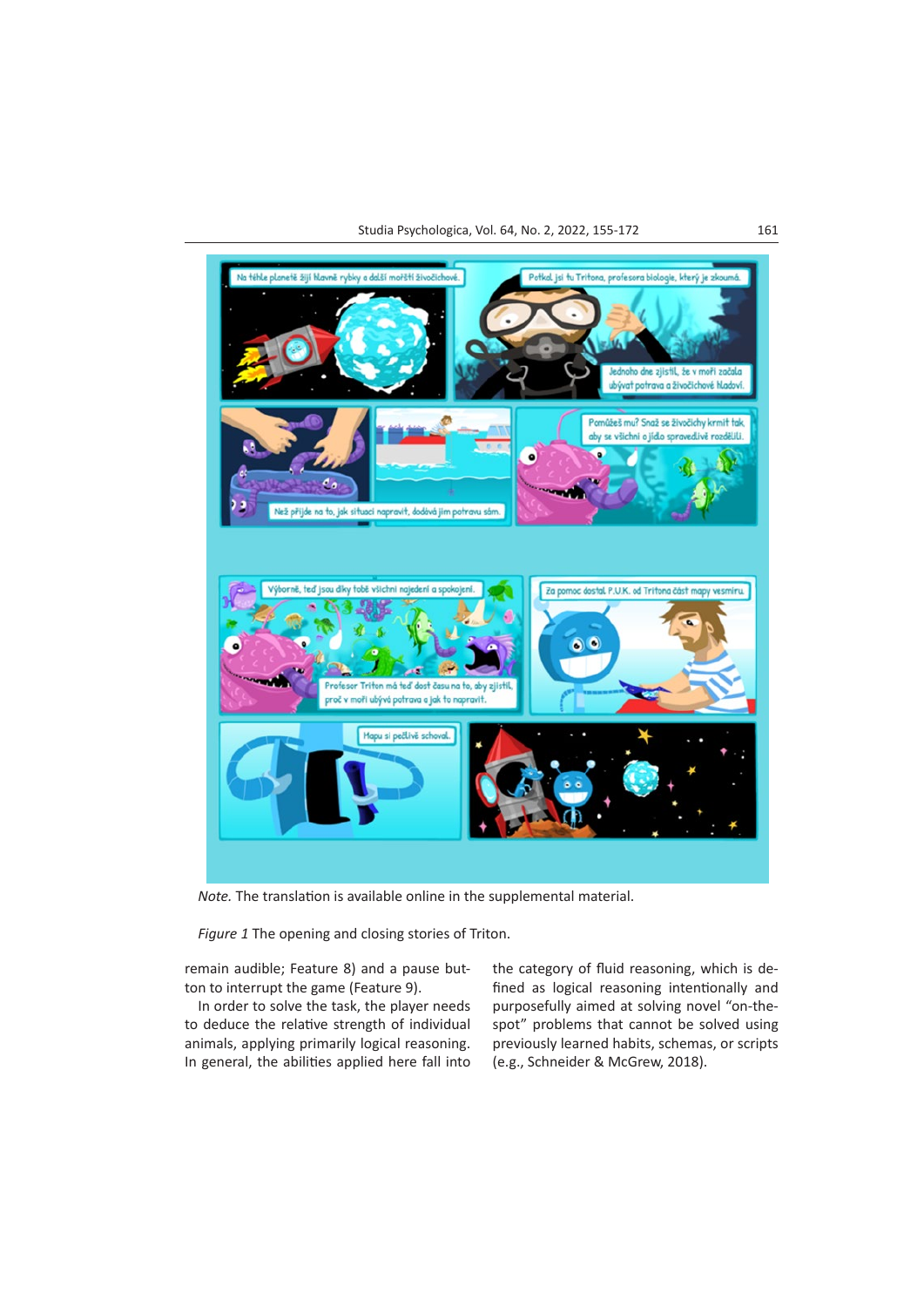*Note.* The translation is available online in the supplemental material.

*Figure 1* The opening and closing stories of Triton.

remain audible; Feature 8) and a pause button to interrupt the game (Feature 9).

In order to solve the task, the player needs to deduce the relative strength of individual animals, applying primarily logical reasoning. In general, the abilities applied here fall into the category of fluid reasoning, which is defined as logical reasoning intentionally and purposefully aimed at solving novel "on-the-spot" problems that cannot be solved using previously learned habits, schemas, or scripts (e.g., Schneider & McGrew, 2018).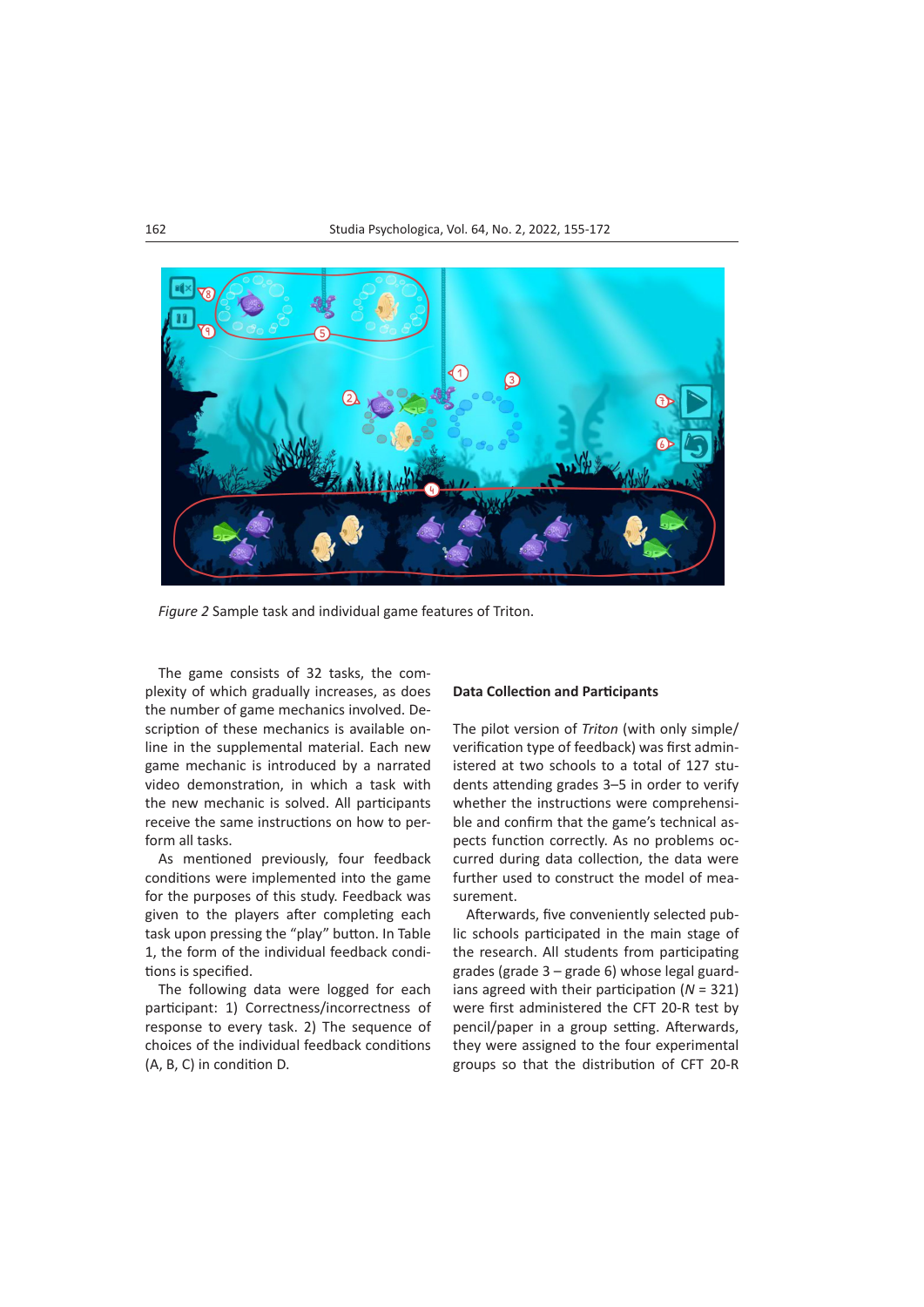*Figure 2* Sample task and individual game features of Triton.

The game consists of 32 tasks, the complexity of which gradually increases, as does the number of game mechanics involved. Description of these mechanics is available online in the supplemental material. Each new game mechanic is introduced by a narrated video demonstration, in which a task with the new mechanic is solved. All participants receive the same instructions on how to perform all tasks.

As mentioned previously, four feedback conditions were implemented into the game for the purposes of this study. Feedback was given to the players after completing each task upon pressing the "play" button. In Table 1, the form of the individual feedback conditions is specified.

The following data were logged for each participant: 1) Correctness/incorrectness of response to every task. 2) The sequence of choices of the individual feedback conditions (A, B, C) in condition D.

## Data Collection and Participants

The pilot version of *Triton* (with only simple/verification type of feedback) was first administered at two schools to a total of 127 students attending grades 3–5 in order to verify whether the instructions were comprehensible and confirm that the game's technical aspects function correctly. As no problems occurred during data collection, the data were further used to construct the model of measurement.

Afterwards, five conveniently selected public schools participated in the main stage of the research. All students from participating grades (grade 3 – grade 6) whose legal guardians agreed with their participation ($N$ = 321) were first administered the CFT 20-R test by pencil/paper in a group setting. Afterwards, they were assigned to the four experimental groups so that the distribution of CFT 20-R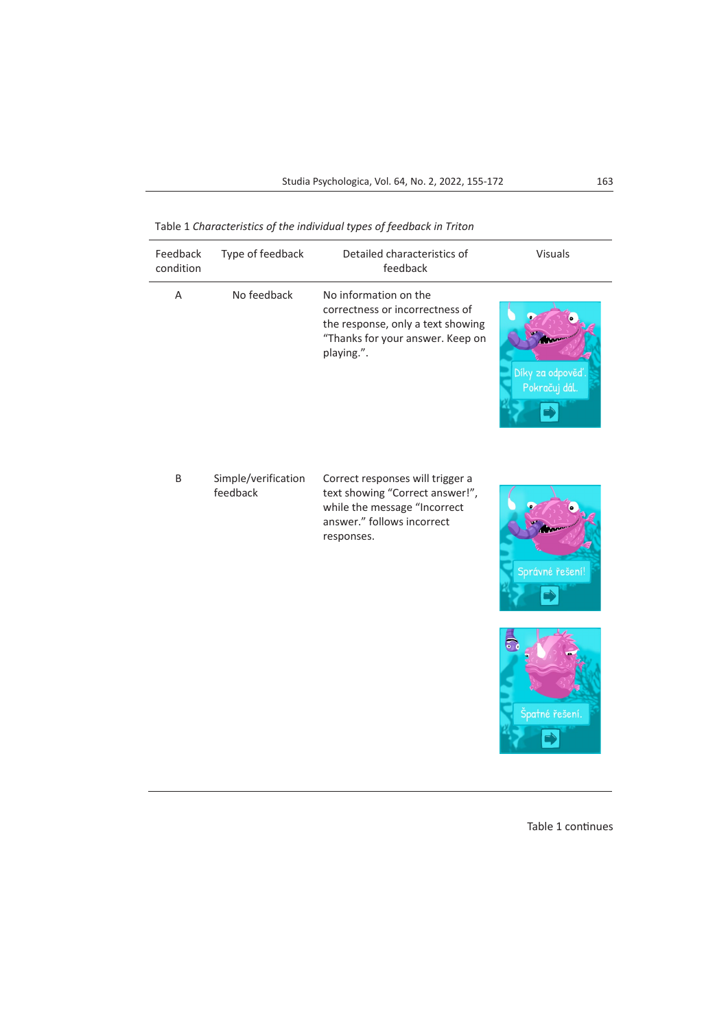Table 1 *Characteristics of the individual types of feedback in Triton*

| Feedback condition | Type of feedback | Detailed characteristics of feedback | Visuals |
|---|---|---|---|
| A | No feedback | No information on the correctness or incorrectness of the response, only a text showing “Thanks for your answer. Keep on playing.”. | Díky za odpověď. Pokračuj dál. |
| B | Simple/verification feedback | Correct responses will trigger a text showing “Correct answer!”, while the message “Incorrect answer.” follows incorrect responses. | Správné řešení! <br> Špatné řešení. |

Table 1 continues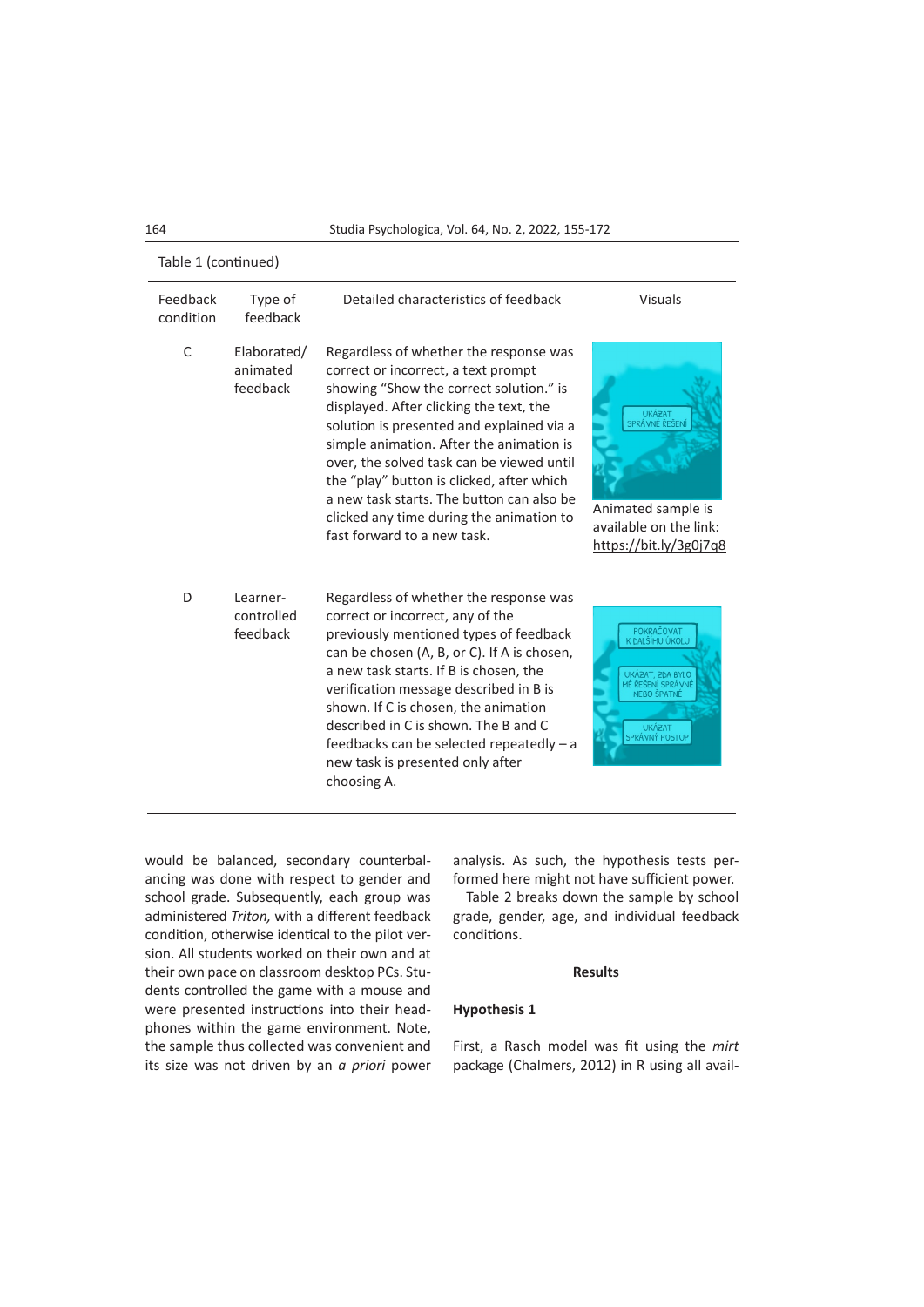Table 1 (continued)

| Feedback condition | Type of feedback | Detailed characteristics of feedback | Visuals |
|---|---|---|---|
| C | Elaborated/animated feedback | Regardless of whether the response was correct or incorrect, a text prompt showing "Show the correct solution." is displayed. After clicking the text, the solution is presented and explained via a simple animation. After the animation is over, the solved task can be viewed until the "play" button is clicked, after which a new task starts. The button can also be clicked any time during the animation to fast forward to a new task. | UKÁZAT SPRÁVNÉ ŘEŠENÍ<br>Animated sample is available on the link: https://bit.ly/3g0j7q8 |
| D | Learner-controlled feedback | Regardless of whether the response was correct or incorrect, any of the previously mentioned types of feedback can be chosen (A, B, or C). If A is chosen, a new task starts. If B is chosen, the verification message described in B is shown. If C is chosen, the animation described in C is shown. The B and C feedbacks can be selected repeatedly – a new task is presented only after choosing A. | POKRAČOVAT K DALŠÍMU ÚKOLU<br>UKÁZAT, ZDA BYLO MÉ ŘEŠENÍ SPRÁVNÉ NEBO ŠPATNÉ<br>UKÁZAT SPRÁVNÝ POSTUP |

would be balanced, secondary counterbalancing was done with respect to gender and school grade. Subsequently, each group was administered *Triton,* with a different feedback condition, otherwise identical to the pilot version. All students worked on their own and at their own pace on classroom desktop PCs. Students controlled the game with a mouse and were presented instructions into their headphones within the game environment. Note, the sample thus collected was convenient and its size was not driven by an *a priori* power analysis. As such, the hypothesis tests performed here might not have sufficient power.

Table 2 breaks down the sample by school grade, gender, age, and individual feedback conditions.

## Results

### Hypothesis 1

First, a Rasch model was fit using the *mirt* package (Chalmers, 2012) in R using all avail-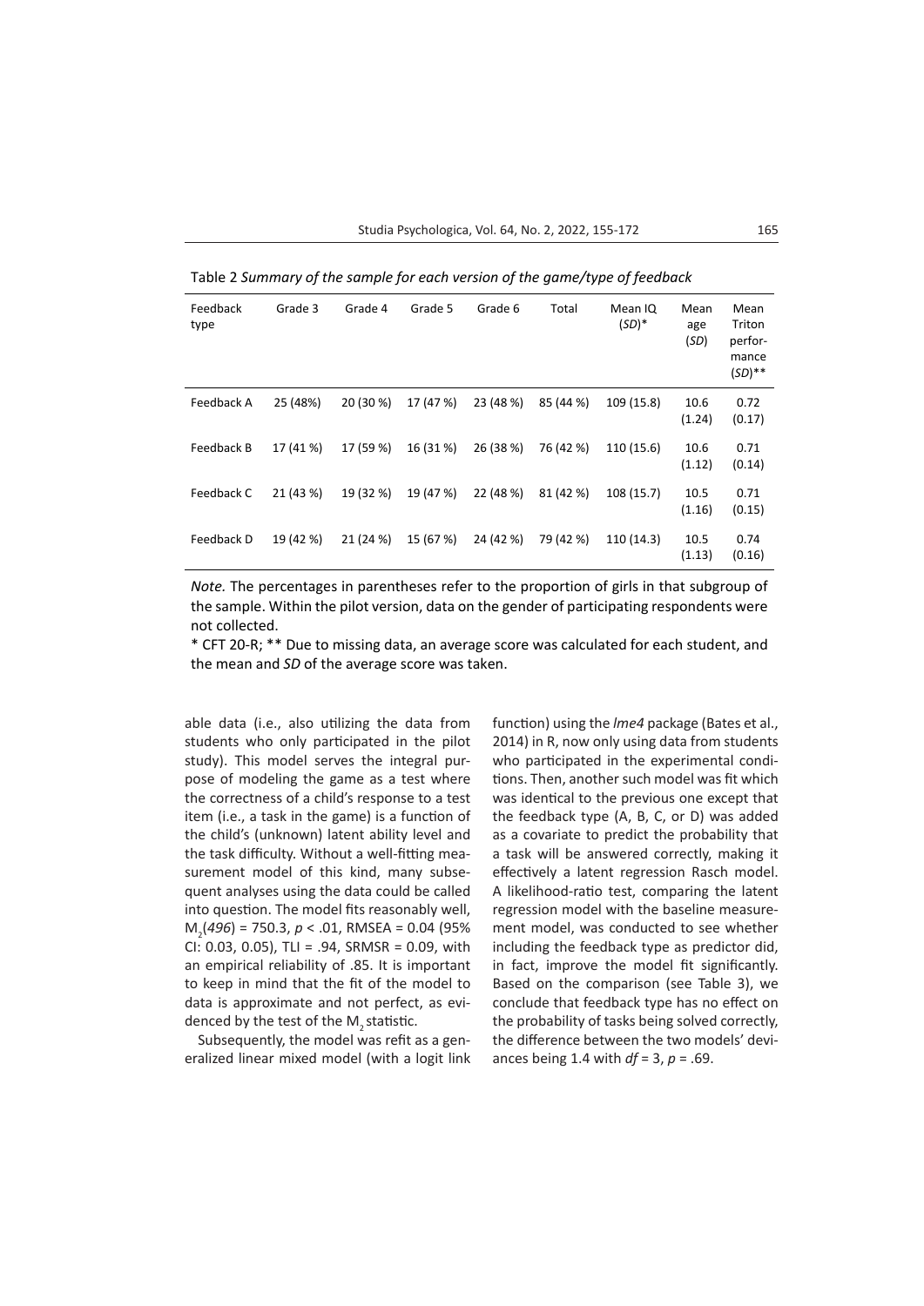Table 2 *Summary of the sample for each version of the game/type of feedback*

| Feedback type | Grade 3 | Grade 4 | Grade 5 | Grade 6 | Total | Mean IQ (*SD*)* | Mean age (*SD*) | Mean Triton performance (*SD*)** |
|---|---|---|---|---|---|---|---|---|
| Feedback A | 25 (48%) | 20 (30 %) | 17 (47 %) | 23 (48 %) | 85 (44 %) | 109 (15.8) | 10.6 (1.24) | 0.72 (0.17) |
| Feedback B | 17 (41 %) | 17 (59 %) | 16 (31 %) | 26 (38 %) | 76 (42 %) | 110 (15.6) | 10.6 (1.12) | 0.71 (0.14) |
| Feedback C | 21 (43 %) | 19 (32 %) | 19 (47 %) | 22 (48 %) | 81 (42 %) | 108 (15.7) | 10.5 (1.16) | 0.71 (0.15) |
| Feedback D | 19 (42 %) | 21 (24 %) | 15 (67 %) | 24 (42 %) | 79 (42 %) | 110 (14.3) | 10.5 (1.13) | 0.74 (0.16) |

*Note.* The percentages in parentheses refer to the proportion of girls in that subgroup of the sample. Within the pilot version, data on the gender of participating respondents were not collected.

* CFT 20-R; ** Due to missing data, an average score was calculated for each student, and the mean and *SD* of the average score was taken.

able data (i.e., also utilizing the data from students who only participated in the pilot study). This model serves the integral purpose of modeling the game as a test where the correctness of a child's response to a test item (i.e., a task in the game) is a function of the child's (unknown) latent ability level and the task difficulty. Without a well-fitting measurement model of this kind, many subsequent analyses using the data could be called into question. The model fits reasonably well, $M_2(496) = 750.3$, $p < .01$, RMSEA = 0.04 (95% CI: 0.03, 0.05), TLI = .94, SRMSR = 0.09, with an empirical reliability of .85. It is important to keep in mind that the fit of the model to data is approximate and not perfect, as evidenced by the test of the $M_2$ statistic.

Subsequently, the model was refit as a generalized linear mixed model (with a logit link function) using the *lme4* package (Bates et al., 2014) in R, now only using data from students who participated in the experimental conditions. Then, another such model was fit which was identical to the previous one except that the feedback type (A, B, C, or D) was added as a covariate to predict the probability that a task will be answered correctly, making it effectively a latent regression Rasch model. A likelihood-ratio test, comparing the latent regression model with the baseline measurement model, was conducted to see whether including the feedback type as predictor did, in fact, improve the model fit significantly. Based on the comparison (see Table 3), we conclude that feedback type has no effect on the probability of tasks being solved correctly, the difference between the two models' deviances being 1.4 with $df = 3$, $p = .69$.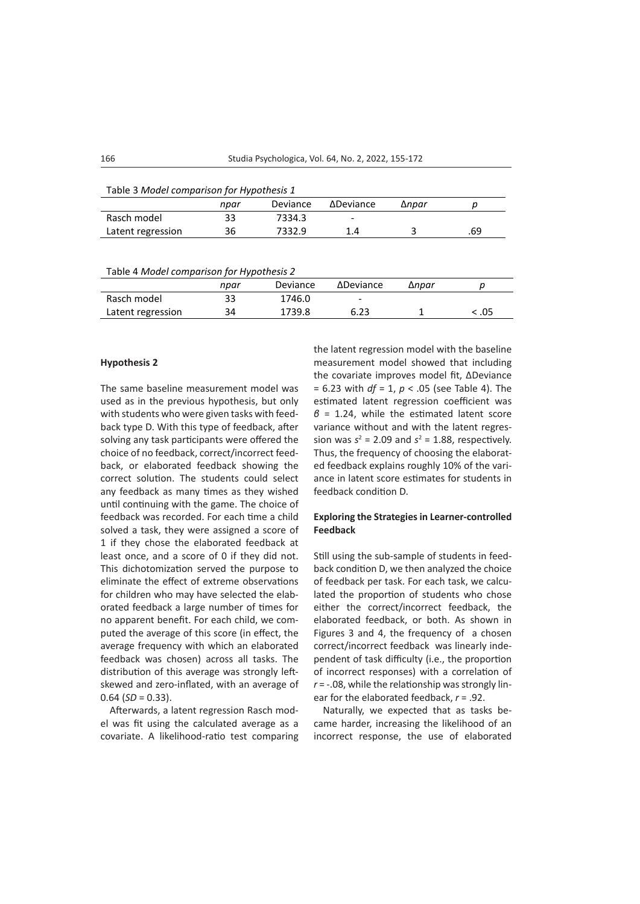Table 3 *Model comparison for Hypothesis 1*

| | *npar* | Deviance | ΔDeviance | Δ*npar* | *p* |
|---|---|---|---|---|---|
| Rasch model | 33 | 7334.3 | - | | |
| Latent regression | 36 | 7332.9 | 1.4 | 3 | .69 |

Table 4 *Model comparison for Hypothesis 2*

| | *npar* | Deviance | ΔDeviance | Δ*npar* | *p* |
|---|---|---|---|---|---|
| Rasch model | 33 | 1746.0 | - | | |
| Latent regression | 34 | 1739.8 | 6.23 | 1 | < .05 |

**Hypothesis 2**

The same baseline measurement model was used as in the previous hypothesis, but only with students who were given tasks with feedback type D. With this type of feedback, after solving any task participants were offered the choice of no feedback, correct/incorrect feedback, or elaborated feedback showing the correct solution. The students could select any feedback as many times as they wished until continuing with the game. The choice of feedback was recorded. For each time a child solved a task, they were assigned a score of 1 if they chose the elaborated feedback at least once, and a score of 0 if they did not. This dichotomization served the purpose to eliminate the effect of extreme observations for children who may have selected the elaborated feedback a large number of times for no apparent benefit. For each child, we computed the average of this score (in effect, the average frequency with which an elaborated feedback was chosen) across all tasks. The distribution of this average was strongly left-skewed and zero-inflated, with an average of 0.64 ($SD$ = 0.33).

Afterwards, a latent regression Rasch model was fit using the calculated average as a covariate. A likelihood-ratio test comparing the latent regression model with the baseline measurement model showed that including the covariate improves model fit, ΔDeviance = 6.23 with $df = 1$, $p < .05$ (see Table 4). The estimated latent regression coefficient was $\beta = 1.24$, while the estimated latent score variance without and with the latent regression was $s^2 = 2.09$ and $s^2 = 1.88$, respectively. Thus, the frequency of choosing the elaborated feedback explains roughly 10% of the variance in latent score estimates for students in feedback condition D.

**Exploring the Strategies in Learner-controlled Feedback**

Still using the sub-sample of students in feedback condition D, we then analyzed the choice of feedback per task. For each task, we calculated the proportion of students who chose either the correct/incorrect feedback, the elaborated feedback, or both. As shown in Figures 3 and 4, the frequency of a chosen correct/incorrect feedback was linearly independent of task difficulty (i.e., the proportion of incorrect responses) with a correlation of $r = -.08$, while the relationship was strongly linear for the elaborated feedback, $r = .92$.

Naturally, we expected that as tasks became harder, increasing the likelihood of an incorrect response, the use of elaborated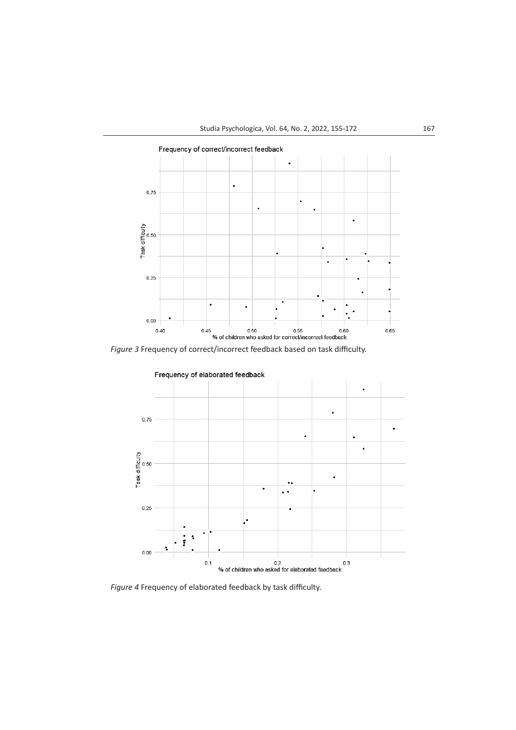*Figure 3* Frequency of correct/incorrect feedback based on task difficulty.

*Figure 4* Frequency of elaborated feedback by task difficulty.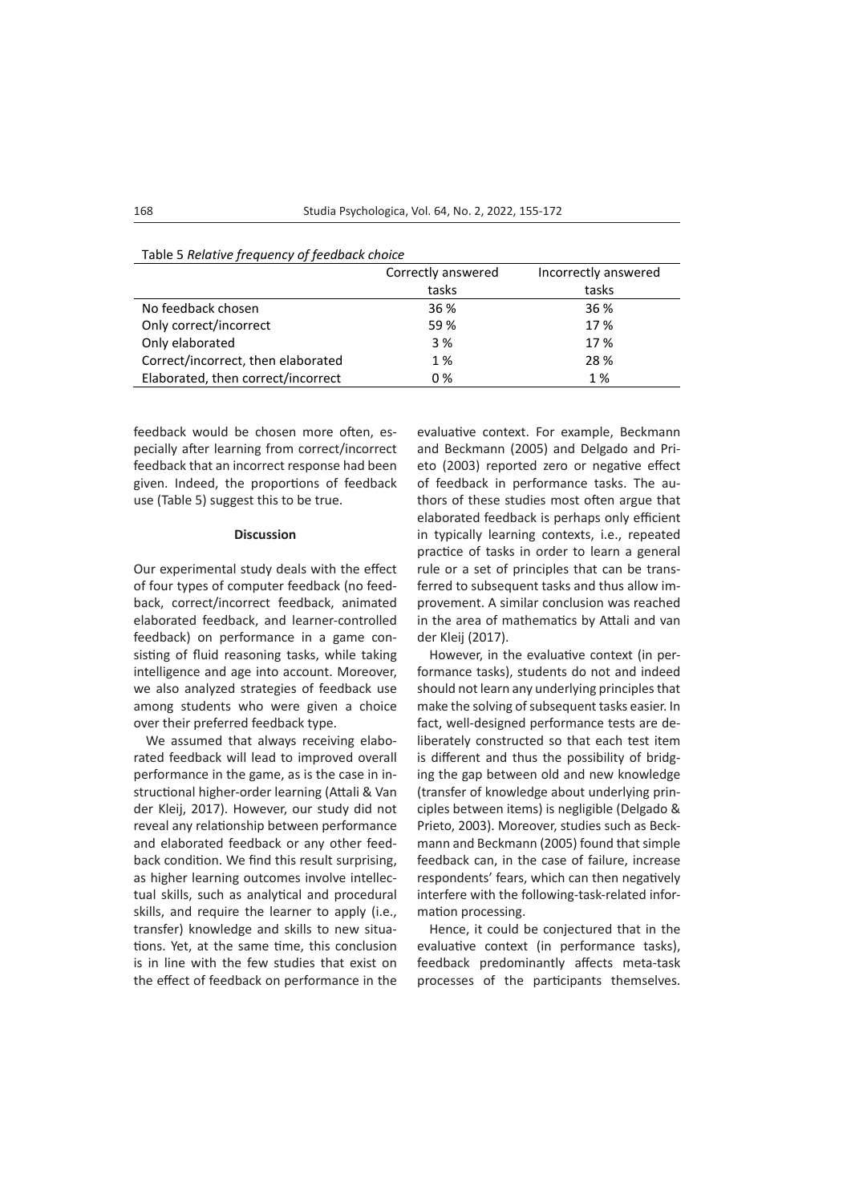Table 5 *Relative frequency of feedback choice*

| | Correctly answered tasks | Incorrectly answered tasks |
|---|---|---|
| No feedback chosen | 36 % | 36 % |
| Only correct/incorrect | 59 % | 17 % |
| Only elaborated | 3 % | 17 % |
| Correct/incorrect, then elaborated | 1 % | 28 % |
| Elaborated, then correct/incorrect | 0 % | 1 % |

feedback would be chosen more often, especially after learning from correct/incorrect feedback that an incorrect response had been given. Indeed, the proportions of feedback use (Table 5) suggest this to be true.

## Discussion

Our experimental study deals with the effect of four types of computer feedback (no feedback, correct/incorrect feedback, animated elaborated feedback, and learner-controlled feedback) on performance in a game consisting of fluid reasoning tasks, while taking intelligence and age into account. Moreover, we also analyzed strategies of feedback use among students who were given a choice over their preferred feedback type.

We assumed that always receiving elaborated feedback will lead to improved overall performance in the game, as is the case in instructional higher-order learning (Attali & Van der Kleij, 2017). However, our study did not reveal any relationship between performance and elaborated feedback or any other feedback condition. We find this result surprising, as higher learning outcomes involve intellectual skills, such as analytical and procedural skills, and require the learner to apply (i.e., transfer) knowledge and skills to new situations. Yet, at the same time, this conclusion is in line with the few studies that exist on the effect of feedback on performance in the evaluative context. For example, Beckmann and Beckmann (2005) and Delgado and Prieto (2003) reported zero or negative effect of feedback in performance tasks. The authors of these studies most often argue that elaborated feedback is perhaps only efficient in typically learning contexts, i.e., repeated practice of tasks in order to learn a general rule or a set of principles that can be transferred to subsequent tasks and thus allow improvement. A similar conclusion was reached in the area of mathematics by Attali and van der Kleij (2017).

However, in the evaluative context (in performance tasks), students do not and indeed should not learn any underlying principles that make the solving of subsequent tasks easier. In fact, well-designed performance tests are deliberately constructed so that each test item is different and thus the possibility of bridging the gap between old and new knowledge (transfer of knowledge about underlying principles between items) is negligible (Delgado & Prieto, 2003). Moreover, studies such as Beckmann and Beckmann (2005) found that simple feedback can, in the case of failure, increase respondents' fears, which can then negatively interfere with the following-task-related information processing.

Hence, it could be conjectured that in the evaluative context (in performance tasks), feedback predominantly affects meta-task processes of the participants themselves.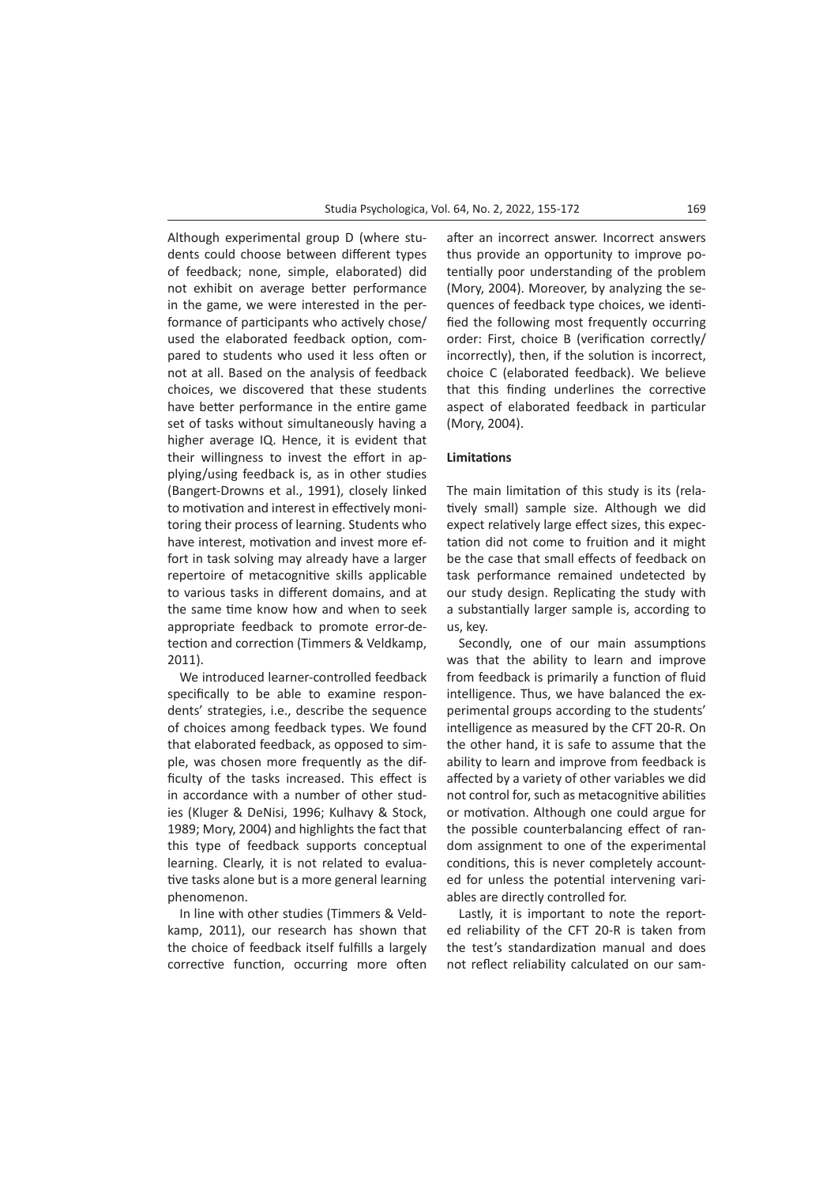Although experimental group D (where students could choose between different types of feedback; none, simple, elaborated) did not exhibit on average better performance in the game, we were interested in the performance of participants who actively chose/used the elaborated feedback option, compared to students who used it less often or not at all. Based on the analysis of feedback choices, we discovered that these students have better performance in the entire game set of tasks without simultaneously having a higher average IQ. Hence, it is evident that their willingness to invest the effort in applying/using feedback is, as in other studies (Bangert-Drowns et al., 1991), closely linked to motivation and interest in effectively monitoring their process of learning. Students who have interest, motivation and invest more effort in task solving may already have a larger repertoire of metacognitive skills applicable to various tasks in different domains, and at the same time know how and when to seek appropriate feedback to promote error-detection and correction (Timmers & Veldkamp, 2011).

We introduced learner-controlled feedback specifically to be able to examine respondents' strategies, i.e., describe the sequence of choices among feedback types. We found that elaborated feedback, as opposed to simple, was chosen more frequently as the difficulty of the tasks increased. This effect is in accordance with a number of other studies (Kluger & DeNisi, 1996; Kulhavy & Stock, 1989; Mory, 2004) and highlights the fact that this type of feedback supports conceptual learning. Clearly, it is not related to evaluative tasks alone but is a more general learning phenomenon.

In line with other studies (Timmers & Veldkamp, 2011), our research has shown that the choice of feedback itself fulfills a largely corrective function, occurring more often after an incorrect answer. Incorrect answers thus provide an opportunity to improve potentially poor understanding of the problem (Mory, 2004). Moreover, by analyzing the sequences of feedback type choices, we identified the following most frequently occurring order: First, choice B (verification correctly/incorrectly), then, if the solution is incorrect, choice C (elaborated feedback). We believe that this finding underlines the corrective aspect of elaborated feedback in particular (Mory, 2004).

### Limitations

The main limitation of this study is its (relatively small) sample size. Although we did expect relatively large effect sizes, this expectation did not come to fruition and it might be the case that small effects of feedback on task performance remained undetected by our study design. Replicating the study with a substantially larger sample is, according to us, key.

Secondly, one of our main assumptions was that the ability to learn and improve from feedback is primarily a function of fluid intelligence. Thus, we have balanced the experimental groups according to the students' intelligence as measured by the CFT 20-R. On the other hand, it is safe to assume that the ability to learn and improve from feedback is affected by a variety of other variables we did not control for, such as metacognitive abilities or motivation. Although one could argue for the possible counterbalancing effect of random assignment to one of the experimental conditions, this is never completely accounted for unless the potential intervening variables are directly controlled for.

Lastly, it is important to note the reported reliability of the CFT 20-R is taken from the test's standardization manual and does not reflect reliability calculated on our sam-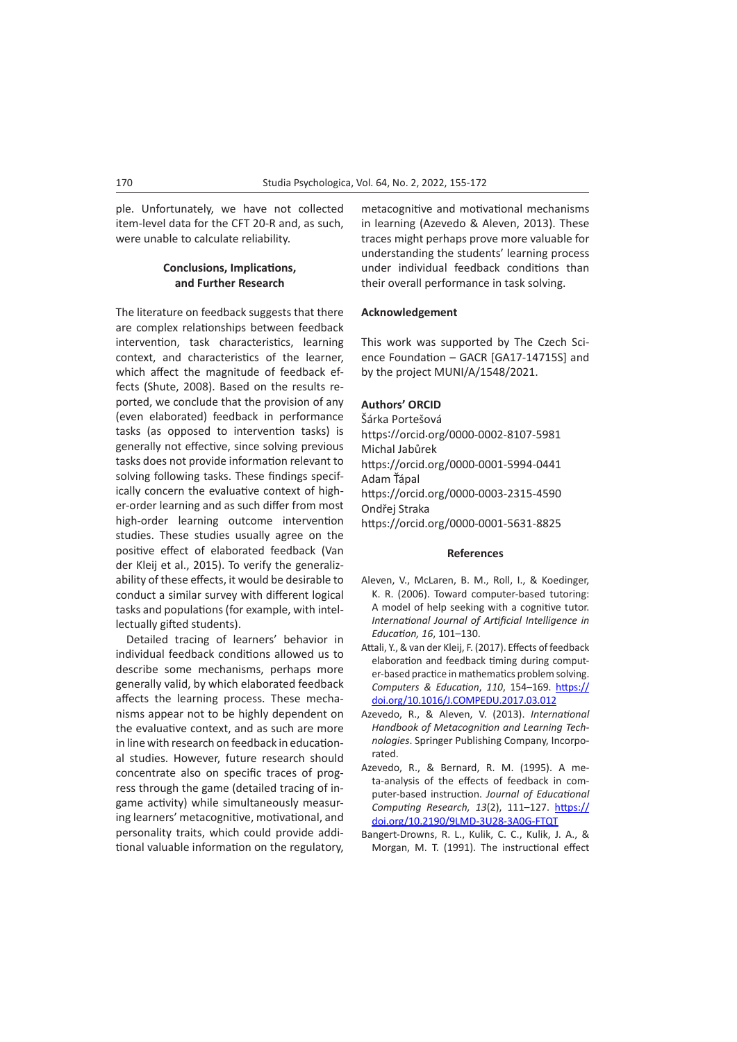ple. Unfortunately, we have not collected item-level data for the CFT 20-R and, as such, were unable to calculate reliability.

## Conclusions, Implications, and Further Research

The literature on feedback suggests that there are complex relationships between feedback intervention, task characteristics, learning context, and characteristics of the learner, which affect the magnitude of feedback effects (Shute, 2008). Based on the results reported, we conclude that the provision of any (even elaborated) feedback in performance tasks (as opposed to intervention tasks) is generally not effective, since solving previous tasks does not provide information relevant to solving following tasks. These findings specifically concern the evaluative context of higher-order learning and as such differ from most high-order learning outcome intervention studies. These studies usually agree on the positive effect of elaborated feedback (Van der Kleij et al., 2015). To verify the generalizability of these effects, it would be desirable to conduct a similar survey with different logical tasks and populations (for example, with intellectually gifted students).

Detailed tracing of learners' behavior in individual feedback conditions allowed us to describe some mechanisms, perhaps more generally valid, by which elaborated feedback affects the learning process. These mechanisms appear not to be highly dependent on the evaluative context, and as such are more in line with research on feedback in educational studies. However, future research should concentrate also on specific traces of progress through the game (detailed tracing of in-game activity) while simultaneously measuring learners' metacognitive, motivational, and personality traits, which could provide additional valuable information on the regulatory, metacognitive and motivational mechanisms in learning (Azevedo & Aleven, 2013). These traces might perhaps prove more valuable for understanding the students' learning process under individual feedback conditions than their overall performance in task solving.

## Acknowledgement

This work was supported by The Czech Science Foundation – GACR [GA17-14715S] and by the project MUNI/A/1548/2021.

## Authors' ORCID

Šárka Portešová
https://orcid.org/0000-0002-8107-5981
Michal Jabůrek
https://orcid.org/0000-0001-5994-0441
Adam Ťápal
https://orcid.org/0000-0003-2315-4590
Ondřej Straka
https://orcid.org/0000-0001-5631-8825

## References

Aleven, V., McLaren, B. M., Roll, I., & Koedinger, K. R. (2006). Toward computer-based tutoring: A model of help seeking with a cognitive tutor. *International Journal of Artificial Intelligence in Education, 16*, 101–130.

Attali, Y., & van der Kleij, F. (2017). Effects of feedback elaboration and feedback timing during computer-based practice in mathematics problem solving. *Computers & Education*, *110*, 154–169. https://doi.org/10.1016/J.COMPEDU.2017.03.012

Azevedo, R., & Aleven, V. (2013). *International Handbook of Metacognition and Learning Technologies*. Springer Publishing Company, Incorporated.

Azevedo, R., & Bernard, R. M. (1995). A meta-analysis of the effects of feedback in computer-based instruction. *Journal of Educational Computing Research, 13*(2), 111–127. https://doi.org/10.2190/9LMD-3U28-3A0G-FTQT

Bangert-Drowns, R. L., Kulik, C. C., Kulik, J. A., & Morgan, M. T. (1991). The instructional effect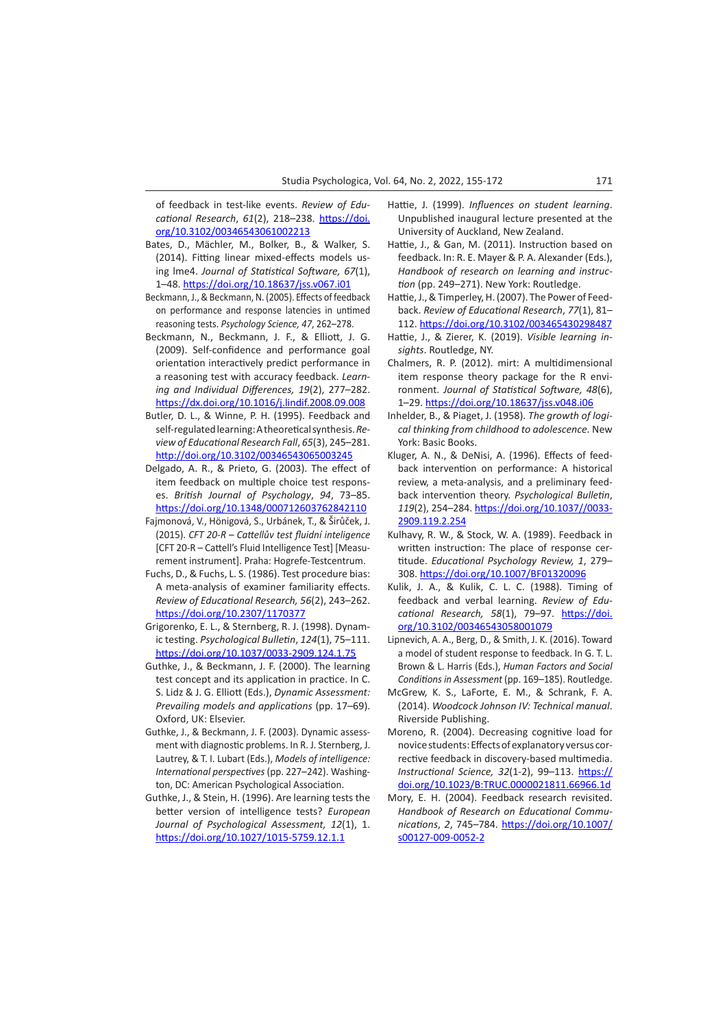of feedback in test-like events. *Review of Educational Research*, *61*(2), 218–238. https://doi.org/10.3102/00346543061002213

Bates, D., Mächler, M., Bolker, B., & Walker, S. (2014). Fitting linear mixed-effects models using lme4. *Journal of Statistical Software, 67*(1), 1–48. https://doi.org/10.18637/jss.v067.i01

Beckmann, J., & Beckmann, N. (2005). Effects of feedback on performance and response latencies in untimed reasoning tests. *Psychology Science, 47*, 262–278.

Beckmann, N., Beckmann, J. F., & Elliott, J. G. (2009). Self-confidence and performance goal orientation interactively predict performance in a reasoning test with accuracy feedback. *Learning and Individual Differences, 19*(2), 277–282. https://dx.doi.org/10.1016/j.lindif.2008.09.008

Butler, D. L., & Winne, P. H. (1995). Feedback and self-regulated learning: A theoretical synthesis. *Review of Educational Research Fall*, *65*(3), 245–281. http://doi.org/10.3102/00346543065003245

Delgado, A. R., & Prieto, G. (2003). The effect of item feedback on multiple choice test responses. *British Journal of Psychology*, *94*, 73–85. https://doi.org/10.1348/000712603762842110

Fajmonová, V., Hönigová, S., Urbánek, T., & Širůček, J. (2015). *CFT 20-R – Cattellův test fluidní inteligence* [CFT 20-R – Cattell's Fluid Intelligence Test] [Measurement instrument]. Praha: Hogrefe-Testcentrum.

Fuchs, D., & Fuchs, L. S. (1986). Test procedure bias: A meta-analysis of examiner familiarity effects. *Review of Educational Research, 56*(2), 243–262. https://doi.org/10.2307/1170377

Grigorenko, E. L., & Sternberg, R. J. (1998). Dynamic testing. *Psychological Bulletin*, *124*(1), 75–111. https://doi.org/10.1037/0033-2909.124.1.75

Guthke, J., & Beckmann, J. F. (2000). The learning test concept and its application in practice. In C. S. Lidz & J. G. Elliott (Eds.), *Dynamic Assessment: Prevailing models and applications* (pp. 17–69). Oxford, UK: Elsevier.

Guthke, J., & Beckmann, J. F. (2003). Dynamic assessment with diagnostic problems. In R. J. Sternberg, J. Lautrey, & T. I. Lubart (Eds.), *Models of intelligence: International perspectives* (pp. 227–242). Washington, DC: American Psychological Association.

Guthke, J., & Stein, H. (1996). Are learning tests the better version of intelligence tests? *European Journal of Psychological Assessment, 12*(1), 1. https://doi.org/10.1027/1015-5759.12.1.1

Hattie, J. (1999). *Influences on student learning*. Unpublished inaugural lecture presented at the University of Auckland, New Zealand.

Hattie, J., & Gan, M. (2011). Instruction based on feedback. In: R. E. Mayer & P. A. Alexander (Eds.), *Handbook of research on learning and instruction* (pp. 249–271). New York: Routledge.

Hattie, J., & Timperley, H. (2007). The Power of Feedback. *Review of Educational Research*, *77*(1), 81–112. https://doi.org/10.3102/003465430298487

Hattie, J., & Zierer, K. (2019). *Visible learning insights*. Routledge, NY.

Chalmers, R. P. (2012). mirt: A multidimensional item response theory package for the R environment. *Journal of Statistical Software, 48*(6), 1–29. https://doi.org/10.18637/jss.v048.i06

Inhelder, B., & Piaget, J. (1958). *The growth of logical thinking from childhood to adolescence*. New York: Basic Books.

Kluger, A. N., & DeNisi, A. (1996). Effects of feedback intervention on performance: A historical review, a meta-analysis, and a preliminary feedback intervention theory. *Psychological Bulletin*, *119*(2), 254–284. https://doi.org/10.1037//0033-2909.119.2.254

Kulhavy, R. W., & Stock, W. A. (1989). Feedback in written instruction: The place of response certitude. *Educational Psychology Review, 1*, 279–308. https://doi.org/10.1007/BF01320096

Kulik, J. A., & Kulik, C. L. C. (1988). Timing of feedback and verbal learning. *Review of Educational Research, 58*(1), 79–97. https://doi.org/10.3102/00346543058001079

Lipnevich, A. A., Berg, D., & Smith, J. K. (2016). Toward a model of student response to feedback. In G. T. L. Brown & L. Harris (Eds.), *Human Factors and Social Conditions in Assessment* (pp. 169–185). Routledge.

McGrew, K. S., LaForte, E. M., & Schrank, F. A. (2014). *Woodcock Johnson IV: Technical manual*. Riverside Publishing.

Moreno, R. (2004). Decreasing cognitive load for novice students: Effects of explanatory versus corrective feedback in discovery-based multimedia. *Instructional Science, 32*(1-2), 99–113. https://doi.org/10.1023/B:TRUC.0000021811.66966.1d

Mory, E. H. (2004). Feedback research revisited. *Handbook of Research on Educational Communications*, *2*, 745–784. https://doi.org/10.1007/s00127-009-0052-2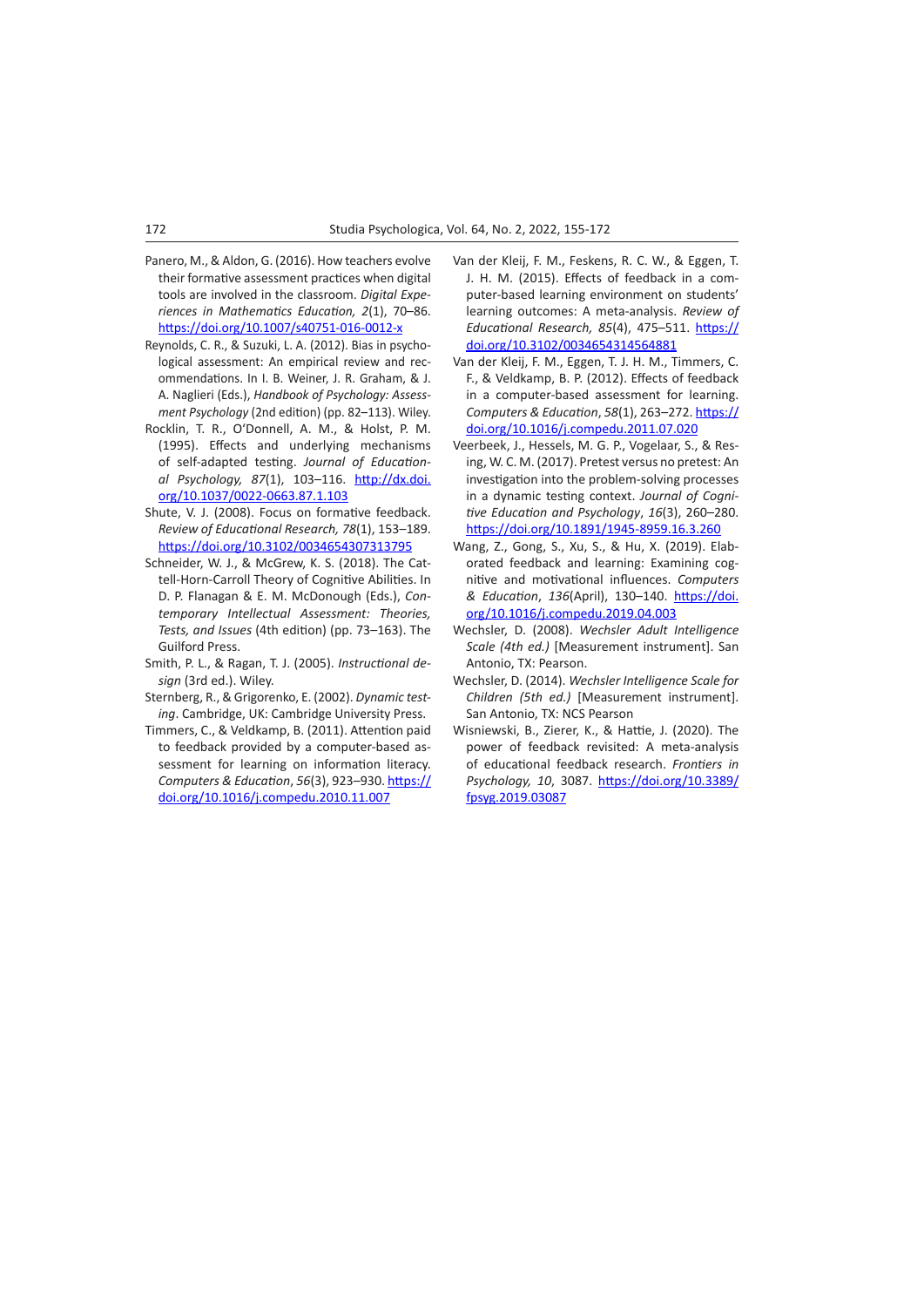Panero, M., & Aldon, G. (2016). How teachers evolve their formative assessment practices when digital tools are involved in the classroom. *Digital Experiences in Mathematics Education, 2*(1), 70–86. https://doi.org/10.1007/s40751-016-0012-x

Reynolds, C. R., & Suzuki, L. A. (2012). Bias in psychological assessment: An empirical review and recommendations. In I. B. Weiner, J. R. Graham, & J. A. Naglieri (Eds.), *Handbook of Psychology: Assessment Psychology* (2nd edition) (pp. 82–113). Wiley.

Rocklin, T. R., O'Donnell, A. M., & Holst, P. M. (1995). Effects and underlying mechanisms of self-adapted testing. *Journal of Educational Psychology, 87*(1), 103–116. http://dx.doi.org/10.1037/0022-0663.87.1.103

Shute, V. J. (2008). Focus on formative feedback. *Review of Educational Research, 78*(1), 153–189. https://doi.org/10.3102/0034654307313795

Schneider, W. J., & McGrew, K. S. (2018). The Cattell-Horn-Carroll Theory of Cognitive Abilities. In D. P. Flanagan & E. M. McDonough (Eds.), *Contemporary Intellectual Assessment: Theories, Tests, and Issues* (4th edition) (pp. 73–163). The Guilford Press.

Smith, P. L., & Ragan, T. J. (2005). *Instructional design* (3rd ed.). Wiley.

Sternberg, R., & Grigorenko, E. (2002). *Dynamic testing*. Cambridge, UK: Cambridge University Press.

Timmers, C., & Veldkamp, B. (2011). Attention paid to feedback provided by a computer-based assessment for learning on information literacy. *Computers & Education*, *56*(3), 923–930. https://doi.org/10.1016/j.compedu.2010.11.007

Van der Kleij, F. M., Feskens, R. C. W., & Eggen, T. J. H. M. (2015). Effects of feedback in a computer-based learning environment on students' learning outcomes: A meta-analysis. *Review of Educational Research, 85*(4), 475–511. https://doi.org/10.3102/0034654314564881

Van der Kleij, F. M., Eggen, T. J. H. M., Timmers, C. F., & Veldkamp, B. P. (2012). Effects of feedback in a computer-based assessment for learning. *Computers & Education*, *58*(1), 263–272. https://doi.org/10.1016/j.compedu.2011.07.020

Veerbeek, J., Hessels, M. G. P., Vogelaar, S., & Resing, W. C. M. (2017). Pretest versus no pretest: An investigation into the problem-solving processes in a dynamic testing context. *Journal of Cognitive Education and Psychology*, *16*(3), 260–280. https://doi.org/10.1891/1945-8959.16.3.260

Wang, Z., Gong, S., Xu, S., & Hu, X. (2019). Elaborated feedback and learning: Examining cognitive and motivational influences. *Computers & Education*, *136*(April), 130–140. https://doi.org/10.1016/j.compedu.2019.04.003

Wechsler, D. (2008). *Wechsler Adult Intelligence Scale (4th ed.)* [Measurement instrument]. San Antonio, TX: Pearson.

Wechsler, D. (2014). *Wechsler Intelligence Scale for Children (5th ed.)* [Measurement instrument]. San Antonio, TX: NCS Pearson

Wisniewski, B., Zierer, K., & Hattie, J. (2020). The power of feedback revisited: A meta-analysis of educational feedback research. *Frontiers in Psychology, 10*, 3087. https://doi.org/10.3389/fpsyg.2019.03087